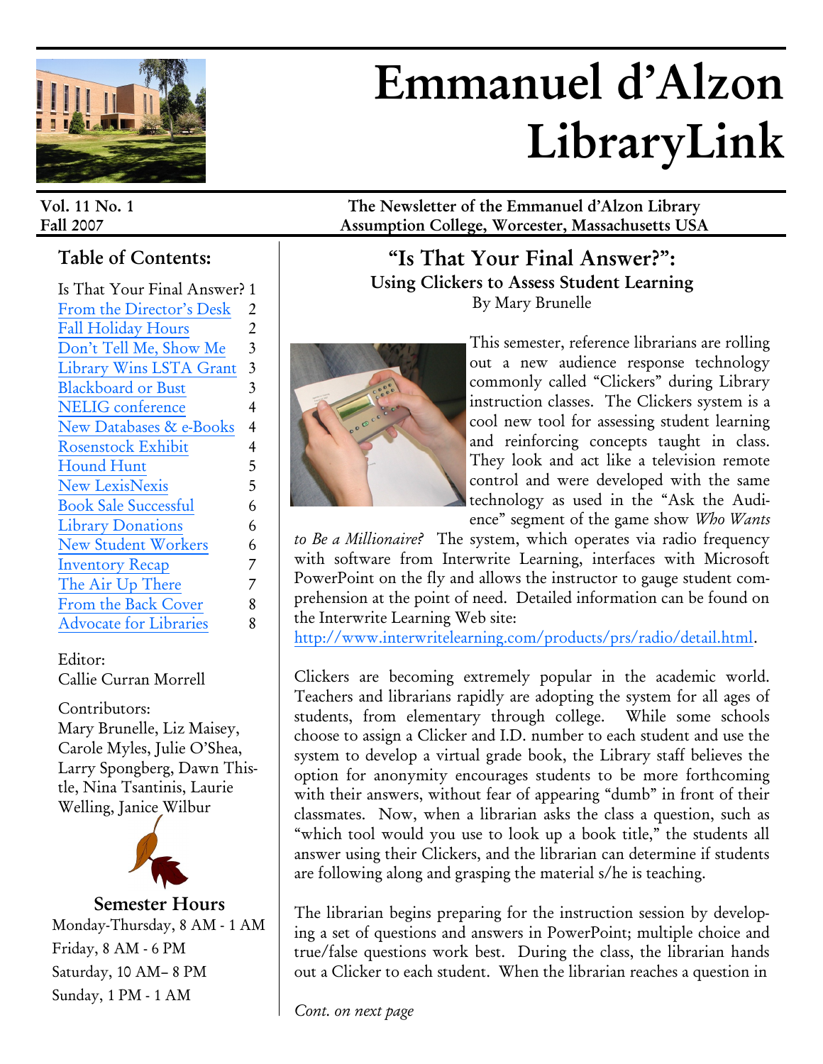# Emmanuel d'Alzon LibraryLink

**Vol. 11 No. 1**
**Fall 2007**

**The Newsletter of the Emmanuel d'Alzon Library**
**Assumption College, Worcester, Massachusetts USA**

## Table of Contents:

| | |
|---|---|
| Is That Your Final Answer? | 1 |
| From the Director's Desk | 2 |
| Fall Holiday Hours | 2 |
| Don't Tell Me, Show Me | 3 |
| Library Wins LSTA Grant | 3 |
| Blackboard or Bust | 3 |
| NELIG conference | 4 |
| New Databases & e-Books | 4 |
| Rosenstock Exhibit | 4 |
| Hound Hunt | 5 |
| New LexisNexis | 5 |
| Book Sale Successful | 6 |
| Library Donations | 6 |
| New Student Workers | 6 |
| Inventory Recap | 7 |
| The Air Up There | 7 |
| From the Back Cover | 8 |
| Advocate for Libraries | 8 |

Editor:
Callie Curran Morrell

Contributors:
Mary Brunelle, Liz Maisey, Carole Myles, Julie O'Shea, Larry Spongberg, Dawn Thistle, Nina Tsantinis, Laurie Welling, Janice Wilbur

### Semester Hours

Monday-Thursday, 8 AM - 1 AM
Friday, 8 AM - 6 PM
Saturday, 10 AM– 8 PM
Sunday, 1 PM - 1 AM

## "Is That Your Final Answer?": Using Clickers to Assess Student Learning

By Mary Brunelle

This semester, reference librarians are rolling out a new audience response technology commonly called "Clickers" during Library instruction classes. The Clickers system is a cool new tool for assessing student learning and reinforcing concepts taught in class. They look and act like a television remote control and were developed with the same technology as used in the "Ask the Audience" segment of the game show *Who Wants to Be a Millionaire?* The system, which operates via radio frequency with software from Interwrite Learning, interfaces with Microsoft PowerPoint on the fly and allows the instructor to gauge student comprehension at the point of need. Detailed information can be found on the Interwrite Learning Web site: http://www.interwritelearning.com/products/prs/radio/detail.html.

Clickers are becoming extremely popular in the academic world. Teachers and librarians rapidly are adopting the system for all ages of students, from elementary through college. While some schools choose to assign a Clicker and I.D. number to each student and use the system to develop a virtual grade book, the Library staff believes the option for anonymity encourages students to be more forthcoming with their answers, without fear of appearing "dumb" in front of their classmates. Now, when a librarian asks the class a question, such as "which tool would you use to look up a book title," the students all answer using their Clickers, and the librarian can determine if students are following along and grasping the material s/he is teaching.

The librarian begins preparing for the instruction session by developing a set of questions and answers in PowerPoint; multiple choice and true/false questions work best. During the class, the librarian hands out a Clicker to each student. When the librarian reaches a question in

*Cont. on next page*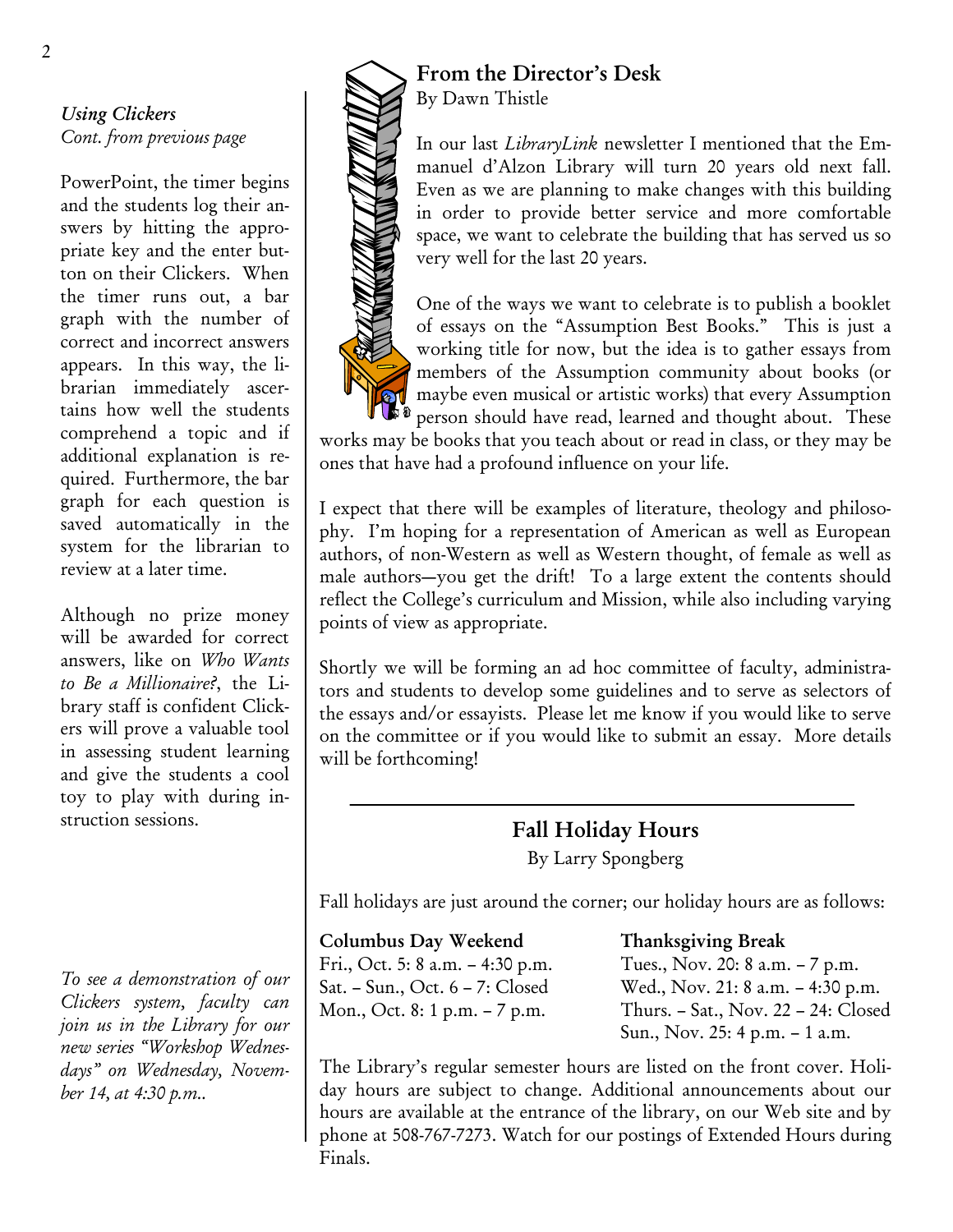*Using Clickers*
*Cont. from previous page*

PowerPoint, the timer begins and the students log their answers by hitting the appropriate key and the enter button on their Clickers. When the timer runs out, a bar graph with the number of correct and incorrect answers appears. In this way, the librarian immediately ascertains how well the students comprehend a topic and if additional explanation is required. Furthermore, the bar graph for each question is saved automatically in the system for the librarian to review at a later time.

Although no prize money will be awarded for correct answers, like on *Who Wants to Be a Millionaire?*, the Library staff is confident Clickers will prove a valuable tool in assessing student learning and give the students a cool toy to play with during instruction sessions.

*To see a demonstration of our Clickers system, faculty can join us in the Library for our new series "Workshop Wednesdays" on Wednesday, November 14, at 4:30 p.m..*

## From the Director's Desk

By Dawn Thistle

In our last *LibraryLink* newsletter I mentioned that the Emmanuel d'Alzon Library will turn 20 years old next fall. Even as we are planning to make changes with this building in order to provide better service and more comfortable space, we want to celebrate the building that has served us so very well for the last 20 years.

One of the ways we want to celebrate is to publish a booklet of essays on the "Assumption Best Books." This is just a working title for now, but the idea is to gather essays from members of the Assumption community about books (or maybe even musical or artistic works) that every Assumption person should have read, learned and thought about. These works may be books that you teach about or read in class, or they may be ones that have had a profound influence on your life.

I expect that there will be examples of literature, theology and philosophy. I'm hoping for a representation of American as well as European authors, of non-Western as well as Western thought, of female as well as male authors—you get the drift! To a large extent the contents should reflect the College's curriculum and Mission, while also including varying points of view as appropriate.

Shortly we will be forming an ad hoc committee of faculty, administrators and students to develop some guidelines and to serve as selectors of the essays and/or essayists. Please let me know if you would like to serve on the committee or if you would like to submit an essay. More details will be forthcoming!

---

## Fall Holiday Hours

By Larry Spongberg

Fall holidays are just around the corner; our holiday hours are as follows:

**Columbus Day Weekend**
Fri., Oct. 5: 8 a.m. – 4:30 p.m.
Sat. – Sun., Oct. 6 – 7: Closed
Mon., Oct. 8: 1 p.m. – 7 p.m.

**Thanksgiving Break**
Tues., Nov. 20: 8 a.m. – 7 p.m.
Wed., Nov. 21: 8 a.m. – 4:30 p.m.
Thurs. – Sat., Nov. 22 – 24: Closed
Sun., Nov. 25: 4 p.m. – 1 a.m.

The Library's regular semester hours are listed on the front cover. Holiday hours are subject to change. Additional announcements about our hours are available at the entrance of the library, on our Web site and by phone at 508-767-7273. Watch for our postings of Extended Hours during Finals.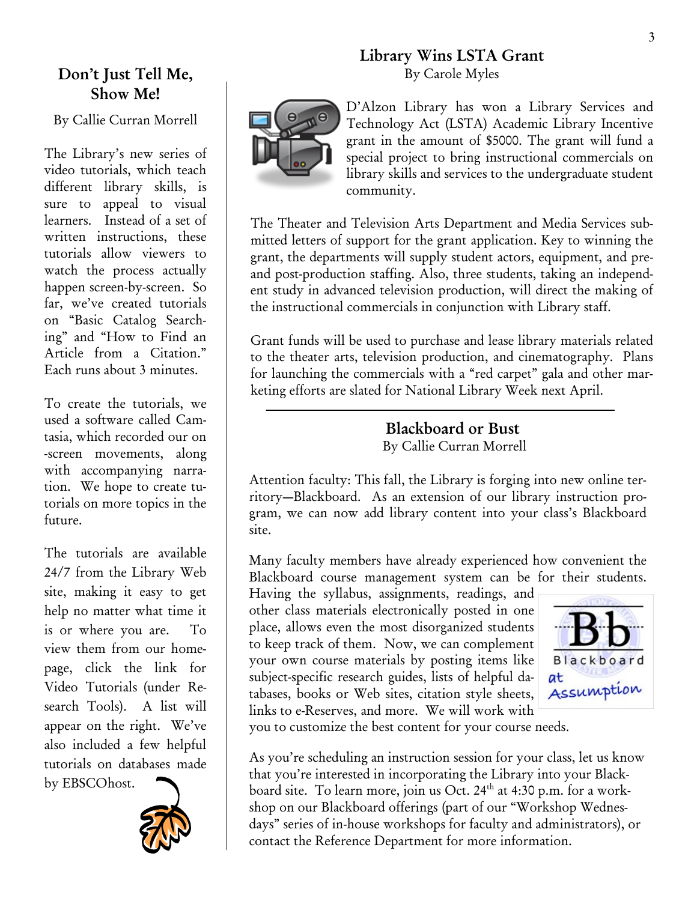## Don't Just Tell Me, Show Me!

By Callie Curran Morrell

The Library's new series of video tutorials, which teach different library skills, is sure to appeal to visual learners. Instead of a set of written instructions, these tutorials allow viewers to watch the process actually happen screen-by-screen. So far, we've created tutorials on "Basic Catalog Searching" and "How to Find an Article from a Citation." Each runs about 3 minutes.

To create the tutorials, we used a software called Camtasia, which recorded our on-screen movements, along with accompanying narration. We hope to create tutorials on more topics in the future.

The tutorials are available 24/7 from the Library Web site, making it easy to get help no matter what time it is or where you are. To view them from our homepage, click the link for Video Tutorials (under Research Tools). A list will appear on the right. We've also included a few helpful tutorials on databases made by EBSCOhost.

## Library Wins LSTA Grant

By Carole Myles

D'Alzon Library has won a Library Services and Technology Act (LSTA) Academic Library Incentive grant in the amount of $5000. The grant will fund a special project to bring instructional commercials on library skills and services to the undergraduate student community.

The Theater and Television Arts Department and Media Services submitted letters of support for the grant application. Key to winning the grant, the departments will supply student actors, equipment, and pre- and post-production staffing. Also, three students, taking an independent study in advanced television production, will direct the making of the instructional commercials in conjunction with Library staff.

Grant funds will be used to purchase and lease library materials related to the theater arts, television production, and cinematography. Plans for launching the commercials with a "red carpet" gala and other marketing efforts are slated for National Library Week next April.

## Blackboard or Bust

By Callie Curran Morrell

Attention faculty: This fall, the Library is forging into new online territory—Blackboard. As an extension of our library instruction program, we can now add library content into your class's Blackboard site.

Many faculty members have already experienced how convenient the Blackboard course management system can be for their students. Having the syllabus, assignments, readings, and other class materials electronically posted in one place, allows even the most disorganized students to keep track of them. Now, we can complement your own course materials by posting items like subject-specific research guides, lists of helpful databases, books or Web sites, citation style sheets, links to e-Reserves, and more. We will work with you to customize the best content for your course needs.

As you're scheduling an instruction session for your class, let us know that you're interested in incorporating the Library into your Blackboard site. To learn more, join us Oct. 24th at 4:30 p.m. for a workshop on our Blackboard offerings (part of our "Workshop Wednesdays" series of in-house workshops for faculty and administrators), or contact the Reference Department for more information.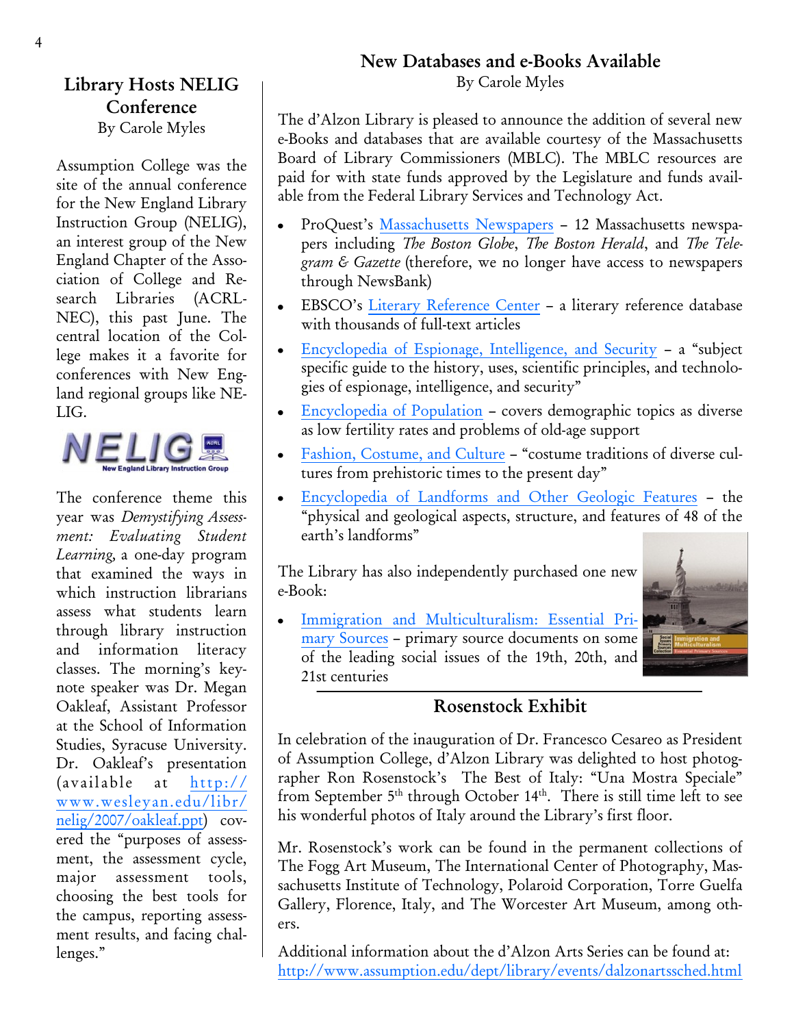## Library Hosts NELIG Conference

By Carole Myles

Assumption College was the site of the annual conference for the New England Library Instruction Group (NELIG), an interest group of the New England Chapter of the Association of College and Research Libraries (ACRL-NEC), this past June. The central location of the College makes it a favorite for conferences with New England regional groups like NELIG.

The conference theme this year was *Demystifying Assessment: Evaluating Student Learning*, a one-day program that examined the ways in which instruction librarians assess what students learn through library instruction and information literacy classes. The morning's keynote speaker was Dr. Megan Oakleaf, Assistant Professor at the School of Information Studies, Syracuse University. Dr. Oakleaf's presentation (available at http://www.wesleyan.edu/libr/nelig/2007/oakleaf.ppt) covered the "purposes of assessment, the assessment cycle, major assessment tools, choosing the best tools for the campus, reporting assessment results, and facing challenges."

## New Databases and e-Books Available

By Carole Myles

The d'Alzon Library is pleased to announce the addition of several new e-Books and databases that are available courtesy of the Massachusetts Board of Library Commissioners (MBLC). The MBLC resources are paid for with state funds approved by the Legislature and funds available from the Federal Library Services and Technology Act.

- ProQuest's Massachusetts Newspapers – 12 Massachusetts newspapers including *The Boston Globe*, *The Boston Herald*, and *The Telegram & Gazette* (therefore, we no longer have access to newspapers through NewsBank)
- EBSCO's Literary Reference Center – a literary reference database with thousands of full-text articles
- Encyclopedia of Espionage, Intelligence, and Security – a "subject specific guide to the history, uses, scientific principles, and technologies of espionage, intelligence, and security"
- Encyclopedia of Population – covers demographic topics as diverse as low fertility rates and problems of old-age support
- Fashion, Costume, and Culture – "costume traditions of diverse cultures from prehistoric times to the present day"
- Encyclopedia of Landforms and Other Geologic Features – the "physical and geological aspects, structure, and features of 48 of the earth's landforms"

The Library has also independently purchased one new e-Book:

- Immigration and Multiculturalism: Essential Primary Sources – primary source documents on some of the leading social issues of the 19th, 20th, and 21st centuries

## Rosenstock Exhibit

In celebration of the inauguration of Dr. Francesco Cesareo as President of Assumption College, d'Alzon Library was delighted to host photographer Ron Rosenstock's The Best of Italy: "Una Mostra Speciale" from September 5th through October 14th. There is still time left to see his wonderful photos of Italy around the Library's first floor.

Mr. Rosenstock's work can be found in the permanent collections of The Fogg Art Museum, The International Center of Photography, Massachusetts Institute of Technology, Polaroid Corporation, Torre Guelfa Gallery, Florence, Italy, and The Worcester Art Museum, among others.

Additional information about the d'Alzon Arts Series can be found at: http://www.assumption.edu/dept/library/events/dalzonartssched.html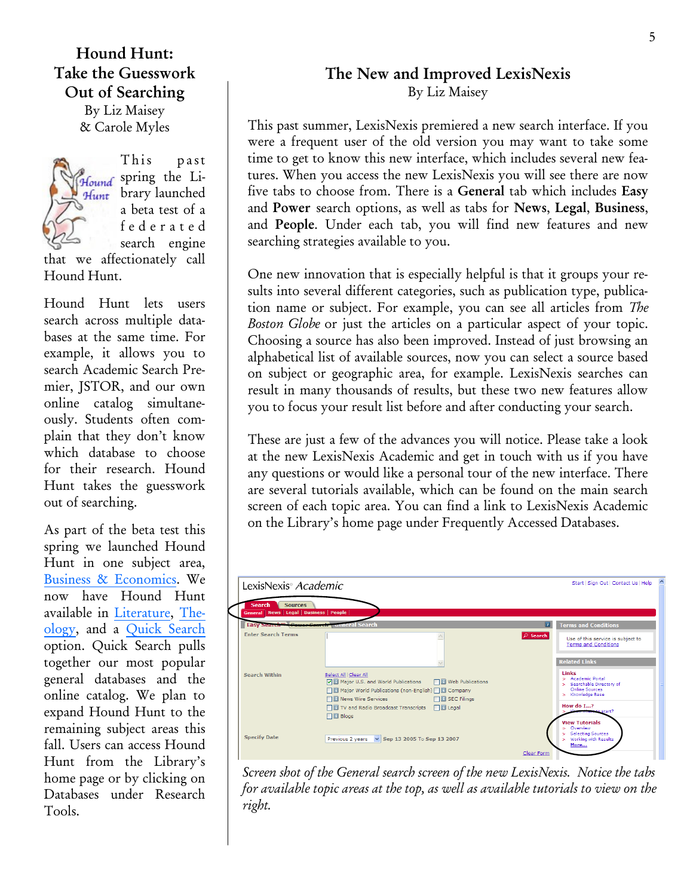# Hound Hunt: Take the Guesswork Out of Searching

By Liz Maisey & Carole Myles

This past spring the Library launched a beta test of a federated search engine that we affectionately call Hound Hunt.

Hound Hunt lets users search across multiple databases at the same time. For example, it allows you to search Academic Search Premier, JSTOR, and our own online catalog simultaneously. Students often complain that they don't know which database to choose for their research. Hound Hunt takes the guesswork out of searching.

As part of the beta test this spring we launched Hound Hunt in one subject area, Business & Economics. We now have Hound Hunt available in Literature, Theology, and a Quick Search option. Quick Search pulls together our most popular general databases and the online catalog. We plan to expand Hound Hunt to the remaining subject areas this fall. Users can access Hound Hunt from the Library's home page or by clicking on Databases under Research Tools.

# The New and Improved LexisNexis

By Liz Maisey

This past summer, LexisNexis premiered a new search interface. If you were a frequent user of the old version you may want to take some time to get to know this new interface, which includes several new features. When you access the new LexisNexis you will see there are now five tabs to choose from. There is a **General** tab which includes **Easy** and **Power** search options, as well as tabs for **News**, **Legal**, **Business**, and **People**. Under each tab, you will find new features and new searching strategies available to you.

One new innovation that is especially helpful is that it groups your results into several different categories, such as publication type, publication name or subject. For example, you can see all articles from *The Boston Globe* or just the articles on a particular aspect of your topic. Choosing a source has also been improved. Instead of just browsing an alphabetical list of available sources, now you can select a source based on subject or geographic area, for example. LexisNexis searches can result in many thousands of results, but these two new features allow you to focus your result list before and after conducting your search.

These are just a few of the advances you will notice. Please take a look at the new LexisNexis Academic and get in touch with us if you have any questions or would like a personal tour of the new interface. There are several tutorials available, which can be found on the main search screen of each topic area. You can find a link to LexisNexis Academic on the Library's home page under Frequently Accessed Databases.

*Screen shot of the General search screen of the new LexisNexis. Notice the tabs for available topic areas at the top, as well as available tutorials to view on the right.*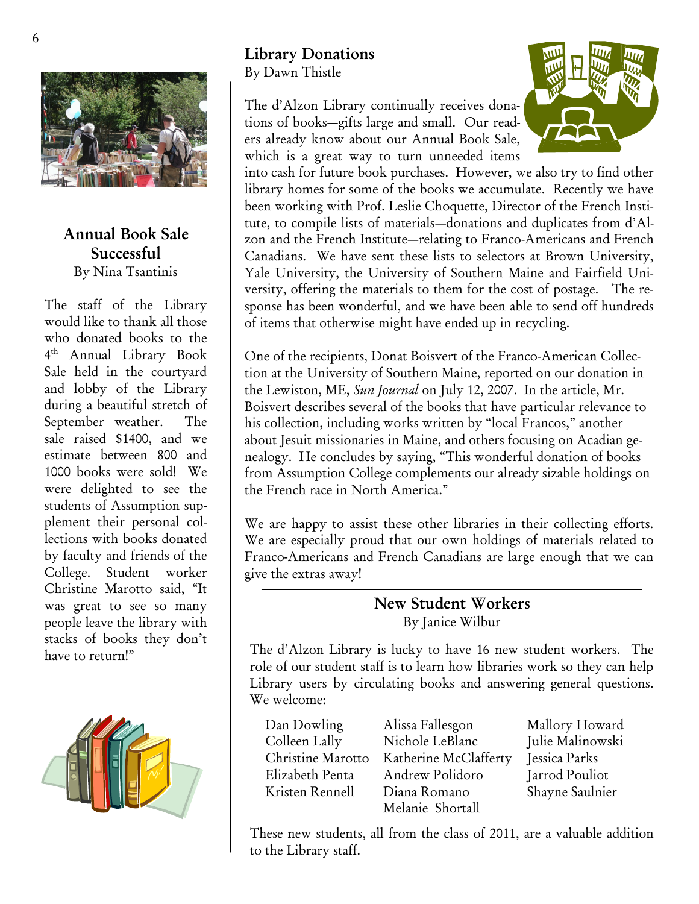## Annual Book Sale Successful

By Nina Tsantinis

The staff of the Library would like to thank all those who donated books to the 4th Annual Library Book Sale held in the courtyard and lobby of the Library during a beautiful stretch of September weather. The sale raised $1400, and we estimate between 800 and 1000 books were sold! We were delighted to see the students of Assumption supplement their personal collections with books donated by faculty and friends of the College. Student worker Christine Marotto said, "It was great to see so many people leave the library with stacks of books they don't have to return!"

## Library Donations

By Dawn Thistle

The d'Alzon Library continually receives donations of books—gifts large and small. Our readers already know about our Annual Book Sale, which is a great way to turn unneeded items into cash for future book purchases. However, we also try to find other library homes for some of the books we accumulate. Recently we have been working with Prof. Leslie Choquette, Director of the French Institute, to compile lists of materials—donations and duplicates from d'Alzon and the French Institute—relating to Franco-Americans and French Canadians. We have sent these lists to selectors at Brown University, Yale University, the University of Southern Maine and Fairfield University, offering the materials to them for the cost of postage. The response has been wonderful, and we have been able to send off hundreds of items that otherwise might have ended up in recycling.

One of the recipients, Donat Boisvert of the Franco-American Collection at the University of Southern Maine, reported on our donation in the Lewiston, ME, *Sun Journal* on July 12, 2007. In the article, Mr. Boisvert describes several of the books that have particular relevance to his collection, including works written by "local Francos," another about Jesuit missionaries in Maine, and others focusing on Acadian genealogy. He concludes by saying, "This wonderful donation of books from Assumption College complements our already sizable holdings on the French race in North America."

We are happy to assist these other libraries in their collecting efforts. We are especially proud that our own holdings of materials related to Franco-Americans and French Canadians are large enough that we can give the extras away!

## New Student Workers

By Janice Wilbur

The d'Alzon Library is lucky to have 16 new student workers. The role of our student staff is to learn how libraries work so they can help Library users by circulating books and answering general questions. We welcome:

| | | |
|---|---|---|
| Dan Dowling | Alissa Fallesgon | Mallory Howard |
| Colleen Lally | Nichole LeBlanc | Julie Malinowski |
| Christine Marotto | Katherine McClafferty | Jessica Parks |
| Elizabeth Penta | Andrew Polidoro | Jarrod Pouliot |
| Kristen Rennell | Diana Romano | Shayne Saulnier |
| | Melanie Shortall | |

These new students, all from the class of 2011, are a valuable addition to the Library staff.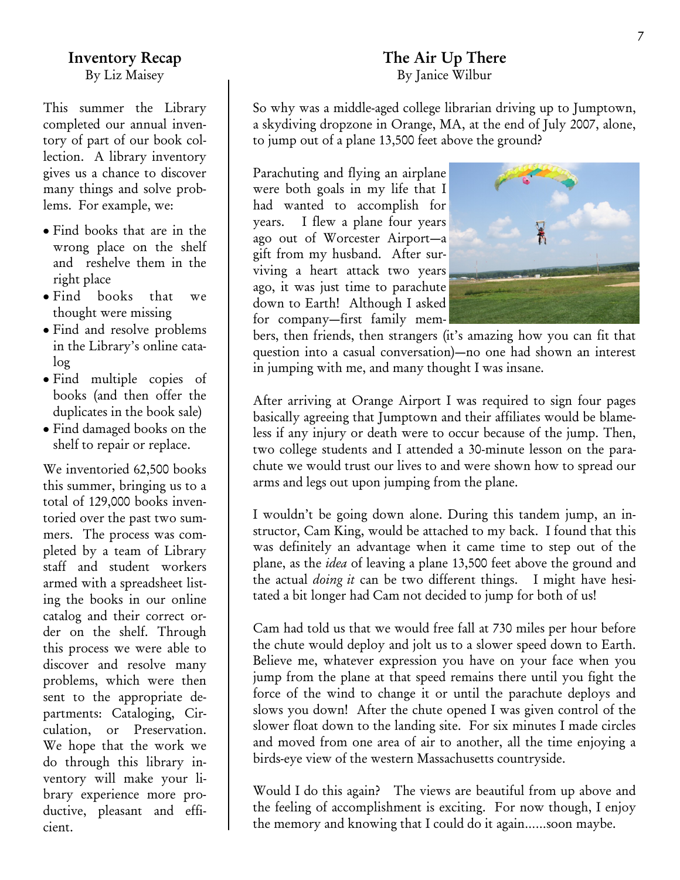## Inventory Recap

By Liz Maisey

This summer the Library completed our annual inventory of part of our book collection. A library inventory gives us a chance to discover many things and solve problems. For example, we:

- Find books that are in the wrong place on the shelf and reshelve them in the right place
- Find books that we thought were missing
- Find and resolve problems in the Library's online catalog
- Find multiple copies of books (and then offer the duplicates in the book sale)
- Find damaged books on the shelf to repair or replace.

We inventoried 62,500 books this summer, bringing us to a total of 129,000 books inventoried over the past two summers. The process was completed by a team of Library staff and student workers armed with a spreadsheet listing the books in our online catalog and their correct order on the shelf. Through this process we were able to discover and resolve many problems, which were then sent to the appropriate departments: Cataloging, Circulation, or Preservation. We hope that the work we do through this library inventory will make your library experience more productive, pleasant and efficient.

## The Air Up There

By Janice Wilbur

So why was a middle-aged college librarian driving up to Jumptown, a skydiving dropzone in Orange, MA, at the end of July 2007, alone, to jump out of a plane 13,500 feet above the ground?

Parachuting and flying an airplane were both goals in my life that I had wanted to accomplish for years. I flew a plane four years ago out of Worcester Airport—a gift from my husband. After surviving a heart attack two years ago, it was just time to parachute down to Earth! Although I asked for company—first family members, then friends, then strangers (it's amazing how you can fit that question into a casual conversation)—no one had shown an interest in jumping with me, and many thought I was insane.

After arriving at Orange Airport I was required to sign four pages basically agreeing that Jumptown and their affiliates would be blameless if any injury or death were to occur because of the jump. Then, two college students and I attended a 30-minute lesson on the parachute we would trust our lives to and were shown how to spread our arms and legs out upon jumping from the plane.

I wouldn't be going down alone. During this tandem jump, an instructor, Cam King, would be attached to my back. I found that this was definitely an advantage when it came time to step out of the plane, as the *idea* of leaving a plane 13,500 feet above the ground and the actual *doing it* can be two different things. I might have hesitated a bit longer had Cam not decided to jump for both of us!

Cam had told us that we would free fall at 730 miles per hour before the chute would deploy and jolt us to a slower speed down to Earth. Believe me, whatever expression you have on your face when you jump from the plane at that speed remains there until you fight the force of the wind to change it or until the parachute deploys and slows you down! After the chute opened I was given control of the slower float down to the landing site. For six minutes I made circles and moved from one area of air to another, all the time enjoying a birds-eye view of the western Massachusetts countryside.

Would I do this again? The views are beautiful from up above and the feeling of accomplishment is exciting. For now though, I enjoy the memory and knowing that I could do it again......soon maybe.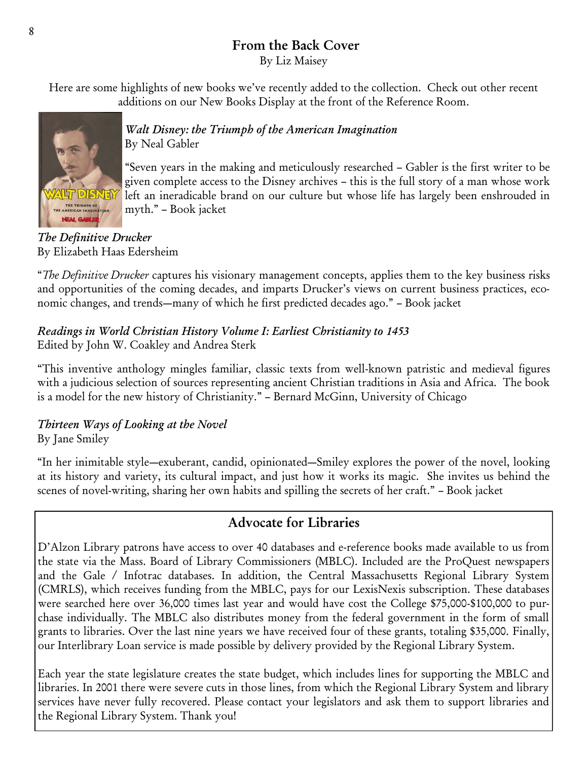## From the Back Cover

By Liz Maisey

Here are some highlights of new books we've recently added to the collection. Check out other recent additions on our New Books Display at the front of the Reference Room.

*Walt Disney: the Triumph of the American Imagination*
By Neal Gabler

"Seven years in the making and meticulously researched – Gabler is the first writer to be given complete access to the Disney archives – this is the full story of a man whose work left an ineradicable brand on our culture but whose life has largely been enshrouded in myth." – Book jacket

*The Definitive Drucker*
By Elizabeth Haas Edersheim

"*The Definitive Drucker* captures his visionary management concepts, applies them to the key business risks and opportunities of the coming decades, and imparts Drucker's views on current business practices, economic changes, and trends—many of which he first predicted decades ago." – Book jacket

*Readings in World Christian History Volume I: Earliest Christianity to 1453*
Edited by John W. Coakley and Andrea Sterk

"This inventive anthology mingles familiar, classic texts from well-known patristic and medieval figures with a judicious selection of sources representing ancient Christian traditions in Asia and Africa. The book is a model for the new history of Christianity." – Bernard McGinn, University of Chicago

*Thirteen Ways of Looking at the Novel*
By Jane Smiley

"In her inimitable style—exuberant, candid, opinionated—Smiley explores the power of the novel, looking at its history and variety, its cultural impact, and just how it works its magic. She invites us behind the scenes of novel-writing, sharing her own habits and spilling the secrets of her craft." – Book jacket

## Advocate for Libraries

D'Alzon Library patrons have access to over 40 databases and e-reference books made available to us from the state via the Mass. Board of Library Commissioners (MBLC). Included are the ProQuest newspapers and the Gale / Infotrac databases. In addition, the Central Massachusetts Regional Library System (CMRLS), which receives funding from the MBLC, pays for our LexisNexis subscription. These databases were searched here over 36,000 times last year and would have cost the College $75,000-$100,000 to purchase individually. The MBLC also distributes money from the federal government in the form of small grants to libraries. Over the last nine years we have received four of these grants, totaling $35,000. Finally, our Interlibrary Loan service is made possible by delivery provided by the Regional Library System.

Each year the state legislature creates the state budget, which includes lines for supporting the MBLC and libraries. In 2001 there were severe cuts in those lines, from which the Regional Library System and library services have never fully recovered. Please contact your legislators and ask them to support libraries and the Regional Library System. Thank you!